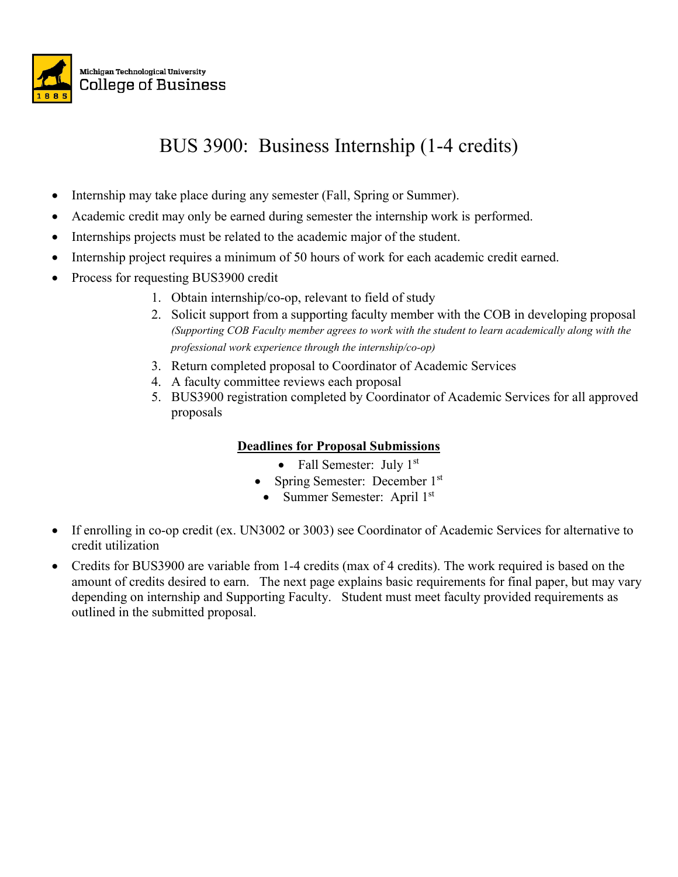Michigan Technological University
College of Business

# BUS 3900: Business Internship (1-4 credits)

- Internship may take place during any semester (Fall, Spring or Summer).
- Academic credit may only be earned during semester the internship work is performed.
- Internships projects must be related to the academic major of the student.
- Internship project requires a minimum of 50 hours of work for each academic credit earned.
- Process for requesting BUS3900 credit
  1. Obtain internship/co-op, relevant to field of study
  2. Solicit support from a supporting faculty member with the COB in developing proposal *(Supporting COB Faculty member agrees to work with the student to learn academically along with the professional work experience through the internship/co-op)*
  3. Return completed proposal to Coordinator of Academic Services
  4. A faculty committee reviews each proposal
  5. BUS3900 registration completed by Coordinator of Academic Services for all approved proposals

**Deadlines for Proposal Submissions**

- Fall Semester: July 1st
- Spring Semester: December 1st
- Summer Semester: April 1st

- If enrolling in co-op credit (ex. UN3002 or 3003) see Coordinator of Academic Services for alternative to credit utilization
- Credits for BUS3900 are variable from 1-4 credits (max of 4 credits). The work required is based on the amount of credits desired to earn. The next page explains basic requirements for final paper, but may vary depending on internship and Supporting Faculty. Student must meet faculty provided requirements as outlined in the submitted proposal.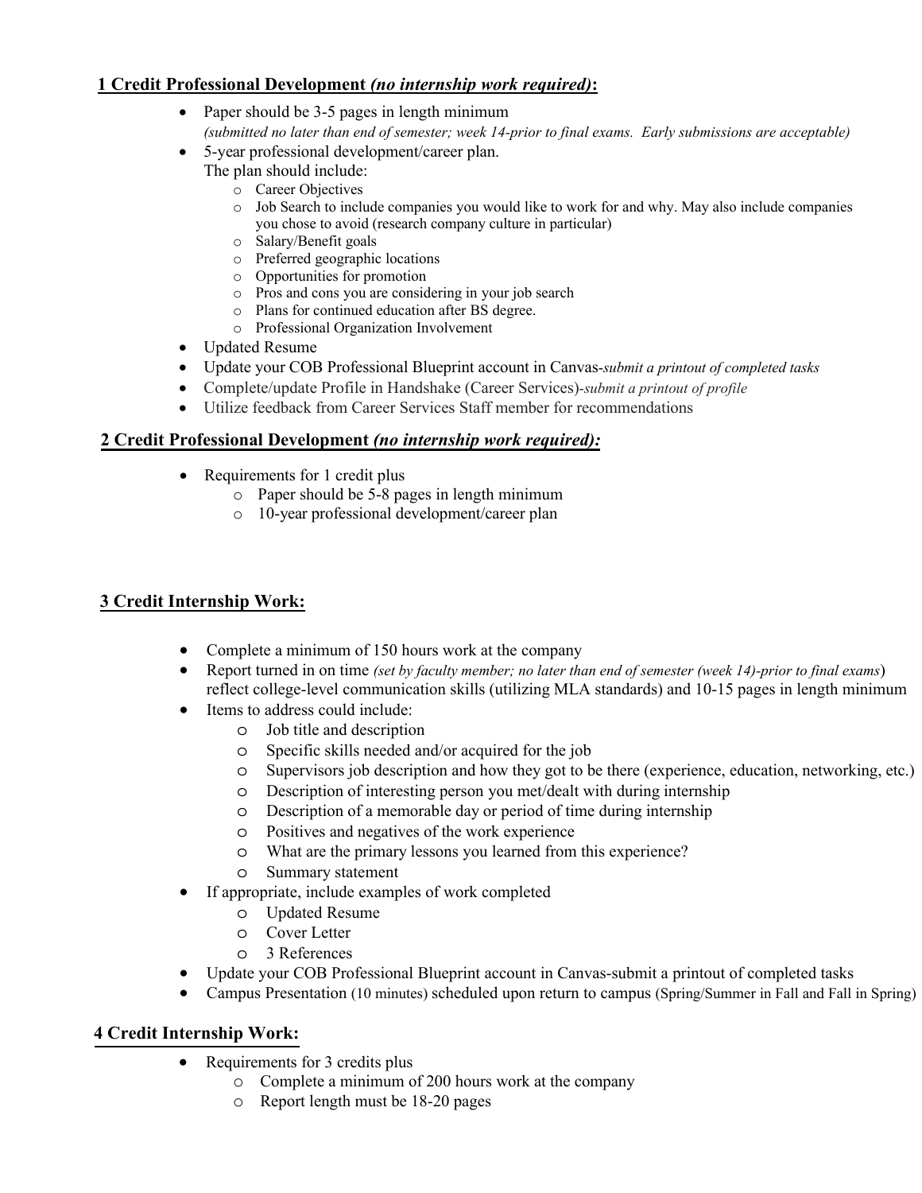## **1 Credit Professional Development *(no internship work required)*:**

- Paper should be 3-5 pages in length minimum
  *(submitted no later than end of semester; week 14-prior to final exams. Early submissions are acceptable)*
- 5-year professional development/career plan.
  The plan should include:
  - Career Objectives
  - Job Search to include companies you would like to work for and why. May also include companies you chose to avoid (research company culture in particular)
  - Salary/Benefit goals
  - Preferred geographic locations
  - Opportunities for promotion
  - Pros and cons you are considering in your job search
  - Plans for continued education after BS degree.
  - Professional Organization Involvement
- Updated Resume
- Update your COB Professional Blueprint account in Canvas-*submit a printout of completed tasks*
- Complete/update Profile in Handshake (Career Services)-*submit a printout of profile*
- Utilize feedback from Career Services Staff member for recommendations

## **2 Credit Professional Development *(no internship work required):***

- Requirements for 1 credit plus
  - Paper should be 5-8 pages in length minimum
  - 10-year professional development/career plan

## **3 Credit Internship Work:**

- Complete a minimum of 150 hours work at the company
- Report turned in on time *(set by faculty member; no later than end of semester (week 14)-prior to final exams*) reflect college-level communication skills (utilizing MLA standards) and 10-15 pages in length minimum
- Items to address could include:
  - Job title and description
  - Specific skills needed and/or acquired for the job
  - Supervisors job description and how they got to be there (experience, education, networking, etc.)
  - Description of interesting person you met/dealt with during internship
  - Description of a memorable day or period of time during internship
  - Positives and negatives of the work experience
  - What are the primary lessons you learned from this experience?
  - Summary statement
- If appropriate, include examples of work completed
  - Updated Resume
  - Cover Letter
  - 3 References
- Update your COB Professional Blueprint account in Canvas-submit a printout of completed tasks
- Campus Presentation (10 minutes) scheduled upon return to campus (Spring/Summer in Fall and Fall in Spring)

## **4 Credit Internship Work:**

- Requirements for 3 credits plus
  - Complete a minimum of 200 hours work at the company
  - Report length must be 18-20 pages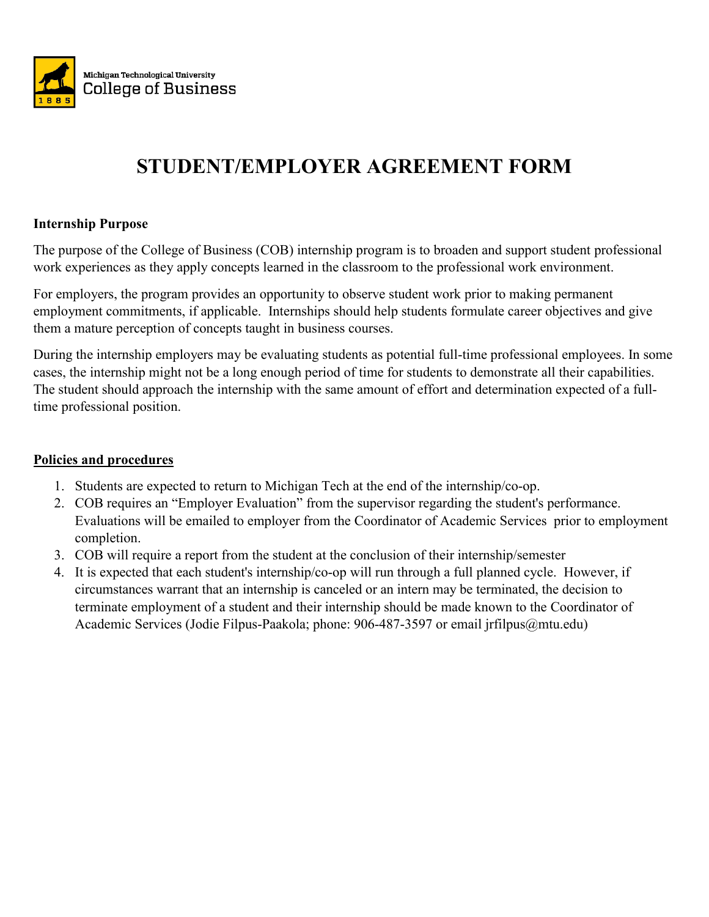Michigan Technological University
College of Business

# STUDENT/EMPLOYER AGREEMENT FORM

**Internship Purpose**

The purpose of the College of Business (COB) internship program is to broaden and support student professional work experiences as they apply concepts learned in the classroom to the professional work environment.

For employers, the program provides an opportunity to observe student work prior to making permanent employment commitments, if applicable. Internships should help students formulate career objectives and give them a mature perception of concepts taught in business courses.

During the internship employers may be evaluating students as potential full-time professional employees. In some cases, the internship might not be a long enough period of time for students to demonstrate all their capabilities. The student should approach the internship with the same amount of effort and determination expected of a full-time professional position.

**Policies and procedures**

1. Students are expected to return to Michigan Tech at the end of the internship/co-op.
2. COB requires an "Employer Evaluation" from the supervisor regarding the student's performance. Evaluations will be emailed to employer from the Coordinator of Academic Services prior to employment completion.
3. COB will require a report from the student at the conclusion of their internship/semester
4. It is expected that each student's internship/co-op will run through a full planned cycle. However, if circumstances warrant that an internship is canceled or an intern may be terminated, the decision to terminate employment of a student and their internship should be made known to the Coordinator of Academic Services (Jodie Filpus-Paakola; phone: 906-487-3597 or email jrfilpus@mtu.edu)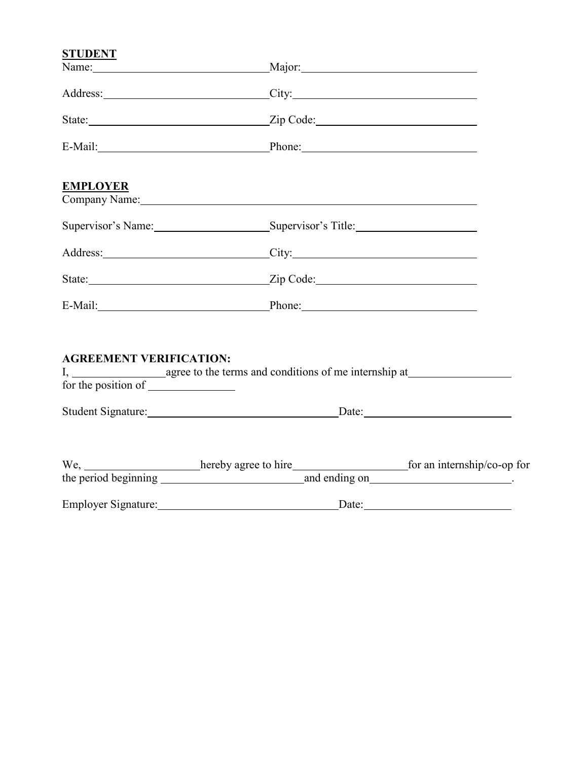**STUDENT**

Name:______________________________ Major:______________________________

Address:______________________________ City:______________________________

State:______________________________ Zip Code:______________________________

E-Mail:______________________________ Phone:______________________________

**EMPLOYER**

Company Name:____________________________________________________________

Supervisor's Name:____________________ Supervisor's Title:____________________

Address:______________________________ City:______________________________

State:______________________________ Zip Code:______________________________

E-Mail:______________________________ Phone:______________________________

**AGREEMENT VERIFICATION:**

I, ________________agree to the terms and conditions of me internship at__________________ for the position of _______________

Student Signature:__________________________________ Date:__________________________

We, ____________________hereby agree to hire____________________for an internship/co-op for the period beginning __________________________and ending on_________________________.

Employer Signature:________________________________ Date:__________________________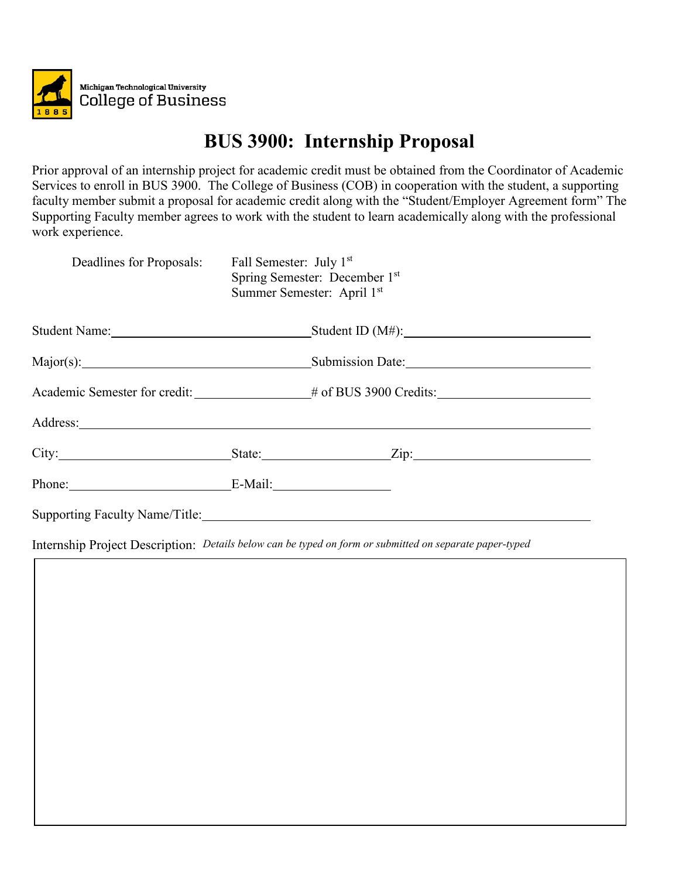Michigan Technological University
College of Business

# BUS 3900: Internship Proposal

Prior approval of an internship project for academic credit must be obtained from the Coordinator of Academic Services to enroll in BUS 3900. The College of Business (COB) in cooperation with the student, a supporting faculty member submit a proposal for academic credit along with the "Student/Employer Agreement form" The Supporting Faculty member agrees to work with the student to learn academically along with the professional work experience.

Deadlines for Proposals:
- Fall Semester: July 1st
- Spring Semester: December 1st
- Summer Semester: April 1st

Student Name:______________________________ Student ID (M#):______________________________

Major(s):______________________________ Submission Date:______________________________

Academic Semester for credit: ________________ # of BUS 3900 Credits:______________________

Address:______________________________________________________________________________

City:________________________ State:__________________ Zip:__________________________

Phone:________________________ E-Mail:________________

Supporting Faculty Name/Title:______________________________________________________

Internship Project Description: *Details below can be typed on form or submitted on separate paper-typed*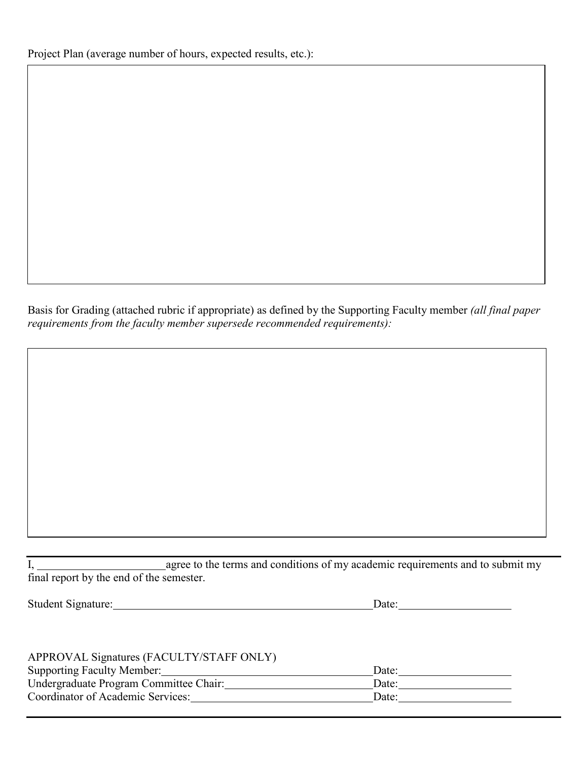Project Plan (average number of hours, expected results, etc.):

Basis for Grading (attached rubric if appropriate) as defined by the Supporting Faculty member *(all final paper requirements from the faculty member supersede recommended requirements):*

---

I, ______________________ agree to the terms and conditions of my academic requirements and to submit my final report by the end of the semester.

Student Signature:______________________________________________ Date:___________________

APPROVAL Signatures (FACULTY/STAFF ONLY)

Supporting Faculty Member:____________________________________ Date:___________________

Undergraduate Program Committee Chair:_________________________ Date:___________________

Coordinator of Academic Services:_______________________________ Date:___________________

---